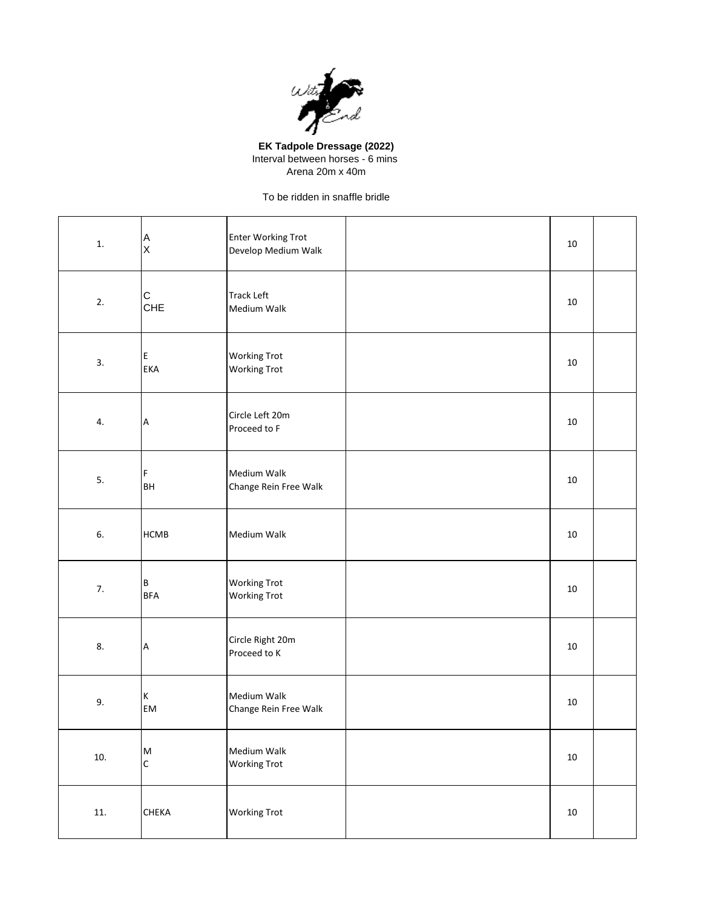**EK Tadpole Dressage (2022)**

Interval between horses - 6 mins

Arena 20m x 40m

To be ridden in snaffle bridle

| | | | | | |
|---|---|---|---|---|---|
| 1. | A<br>X | Enter Working Trot<br>Develop Medium Walk | | 10 | |
| 2. | C<br>CHE | Track Left<br>Medium Walk | | 10 | |
| 3. | E<br>EKA | Working Trot<br>Working Trot | | 10 | |
| 4. | A | Circle Left 20m<br>Proceed to F | | 10 | |
| 5. | F<br>BH | Medium Walk<br>Change Rein Free Walk | | 10 | |
| 6. | HCMB | Medium Walk | | 10 | |
| 7. | B<br>BFA | Working Trot<br>Working Trot | | 10 | |
| 8. | A | Circle Right 20m<br>Proceed to K | | 10 | |
| 9. | K<br>EM | Medium Walk<br>Change Rein Free Walk | | 10 | |
| 10. | M<br>C | Medium Walk<br>Working Trot | | 10 | |
| 11. | CHEKA | Working Trot | | 10 | |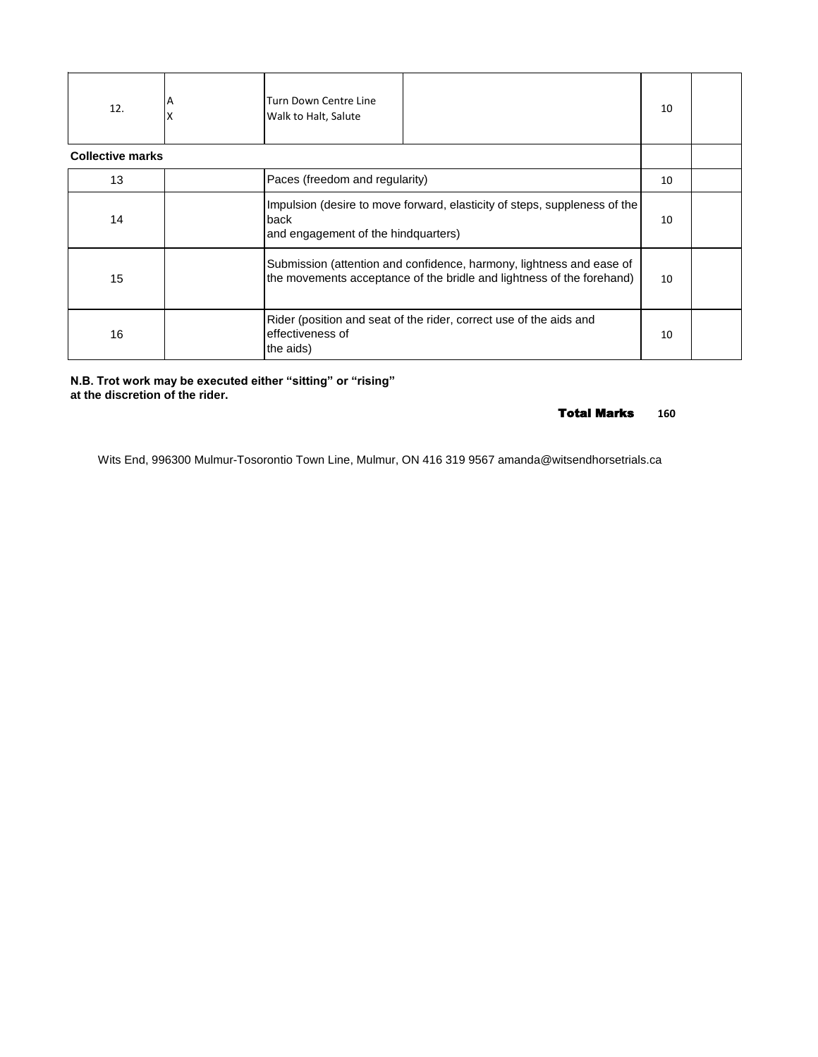| | | | | | |
|---|---|---|---|---|---|
| 12. | A<br>X | Turn Down Centre Line<br>Walk to Halt, Salute | | 10 | |
| **Collective marks** | | | | | |
| 13 | | Paces (freedom and regularity) | | 10 | |
| 14 | | Impulsion (desire to move forward, elasticity of steps, suppleness of the back<br>and engagement of the hindquarters) | | 10 | |
| 15 | | Submission (attention and confidence, harmony, lightness and ease of the movements acceptance of the bridle and lightness of the forehand) | | 10 | |
| 16 | | Rider (position and seat of the rider, correct use of the aids and effectiveness of<br>the aids) | | 10 | |

**N.B. Trot work may be executed either "sitting" or "rising" at the discretion of the rider.**

**Total Marks** **160**

Wits End, 996300 Mulmur-Tosorontio Town Line, Mulmur, ON 416 319 9567 amanda@witsendhorsetrials.ca